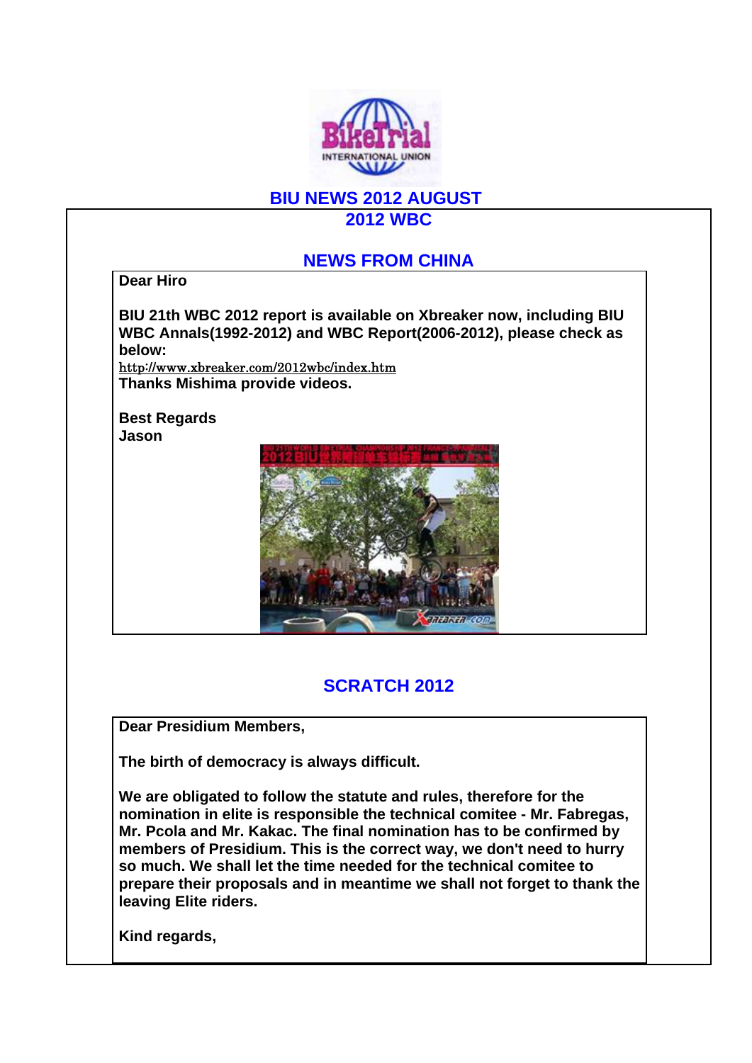# BIU NEWS 2012 AUGUST

## 2012 WBC

### NEWS FROM CHINA

**Dear Hiro**

**BIU 21th WBC 2012 report is available on Xbreaker now, including BIU WBC Annals(1992-2012) and WBC Report(2006-2012), please check as below:**

http://www.xbreaker.com/2012wbc/index.htm

**Thanks Mishima provide videos.**

**Best Regards**
**Jason**

### SCRATCH 2012

**Dear Presidium Members,**

**The birth of democracy is always difficult.**

**We are obligated to follow the statute and rules, therefore for the nomination in elite is responsible the technical comitee - Mr. Fabregas, Mr. Pcola and Mr. Kakac. The final nomination has to be confirmed by members of Presidium. This is the correct way, we don't need to hurry so much. We shall let the time needed for the technical comitee to prepare their proposals and in meantime we shall not forget to thank the leaving Elite riders.**

**Kind regards,**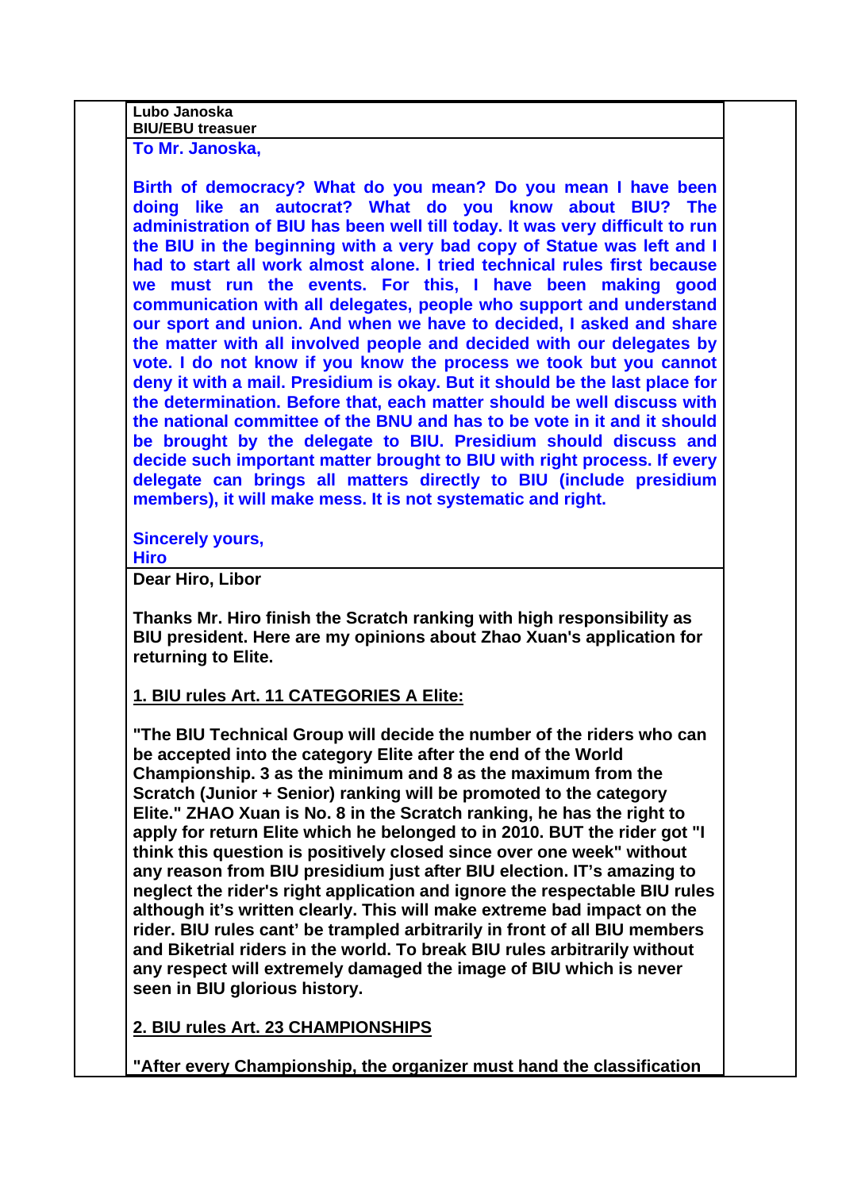**Lubo Janoska**
**BIU/EBU treasuer**

**To Mr. Janoska,**

**Birth of democracy? What do you mean? Do you mean I have been doing like an autocrat? What do you know about BIU? The administration of BIU has been well till today. It was very difficult to run the BIU in the beginning with a very bad copy of Statue was left and I had to start all work almost alone. I tried technical rules first because we must run the events. For this, I have been making good communication with all delegates, people who support and understand our sport and union. And when we have to decided, I asked and share the matter with all involved people and decided with our delegates by vote. I do not know if you know the process we took but you cannot deny it with a mail. Presidium is okay. But it should be the last place for the determination. Before that, each matter should be well discuss with the national committee of the BNU and has to be vote in it and it should be brought by the delegate to BIU. Presidium should discuss and decide such important matter brought to BIU with right process. If every delegate can brings all matters directly to BIU (include presidium members), it will make mess. It is not systematic and right.**

**Sincerely yours,**
**Hiro**

**Dear Hiro, Libor**

**Thanks Mr. Hiro finish the Scratch ranking with high responsibility as BIU president. Here are my opinions about Zhao Xuan's application for returning to Elite.**

**<u>1. BIU rules Art. 11 CATEGORIES A Elite:</u>**

**"The BIU Technical Group will decide the number of the riders who can be accepted into the category Elite after the end of the World Championship. 3 as the minimum and 8 as the maximum from the Scratch (Junior + Senior) ranking will be promoted to the category Elite." ZHAO Xuan is No. 8 in the Scratch ranking, he has the right to apply for return Elite which he belonged to in 2010. BUT the rider got "I think this question is positively closed since over one week" without any reason from BIU presidium just after BIU election. IT's amazing to neglect the rider's right application and ignore the respectable BIU rules although it's written clearly. This will make extreme bad impact on the rider. BIU rules cant' be trampled arbitrarily in front of all BIU members and Biketrial riders in the world. To break BIU rules arbitrarily without any respect will extremely damaged the image of BIU which is never seen in BIU glorious history.**

**<u>2. BIU rules Art. 23 CHAMPIONSHIPS</u>**

**"After every Championship, the organizer must hand the classification**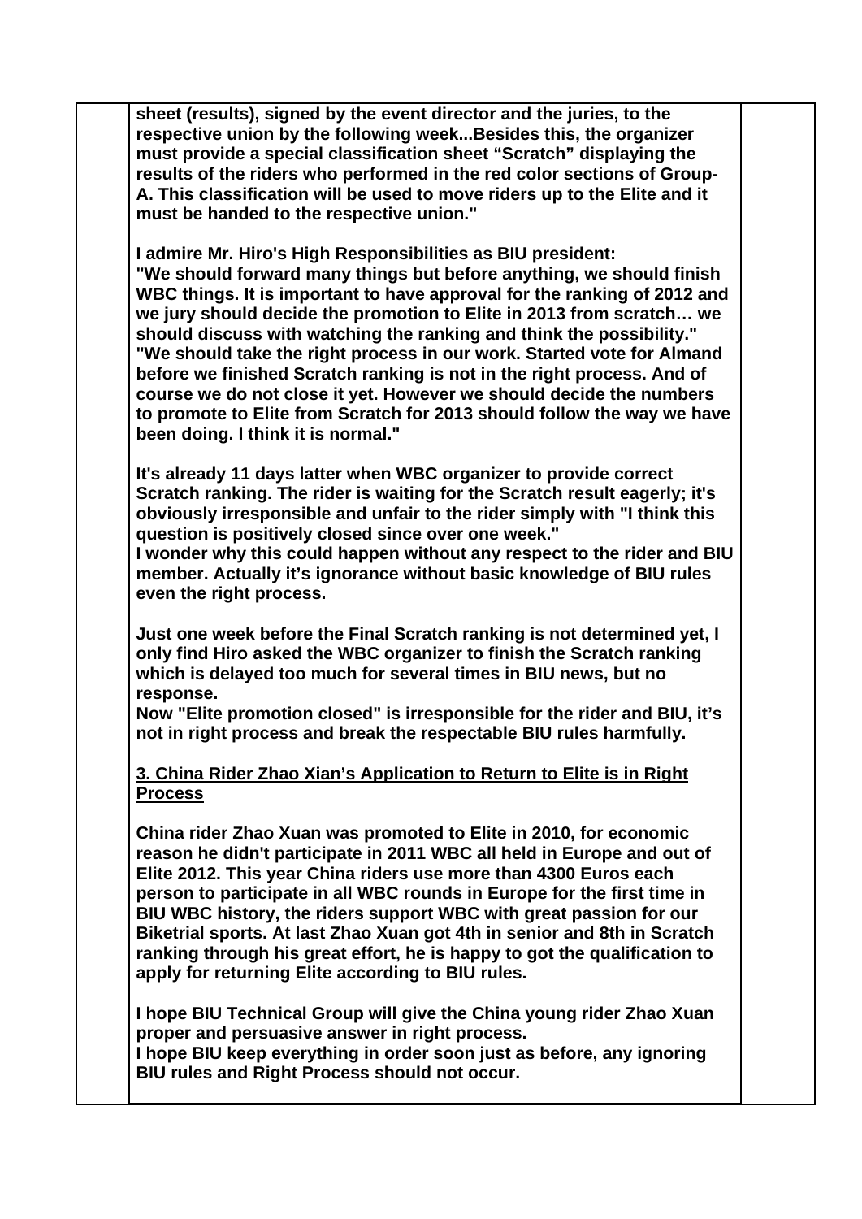**sheet (results), signed by the event director and the juries, to the respective union by the following week...Besides this, the organizer must provide a special classification sheet "Scratch" displaying the results of the riders who performed in the red color sections of Group-A. This classification will be used to move riders up to the Elite and it must be handed to the respective union."**

**I admire Mr. Hiro's High Responsibilities as BIU president:**
**"We should forward many things but before anything, we should finish WBC things. It is important to have approval for the ranking of 2012 and we jury should decide the promotion to Elite in 2013 from scratch… we should discuss with watching the ranking and think the possibility."**
**"We should take the right process in our work. Started vote for Almand before we finished Scratch ranking is not in the right process. And of course we do not close it yet. However we should decide the numbers to promote to Elite from Scratch for 2013 should follow the way we have been doing. I think it is normal."**

**It's already 11 days latter when WBC organizer to provide correct Scratch ranking. The rider is waiting for the Scratch result eagerly; it's obviously irresponsible and unfair to the rider simply with "I think this question is positively closed since over one week."**
**I wonder why this could happen without any respect to the rider and BIU member. Actually it's ignorance without basic knowledge of BIU rules even the right process.**

**Just one week before the Final Scratch ranking is not determined yet, I only find Hiro asked the WBC organizer to finish the Scratch ranking which is delayed too much for several times in BIU news, but no response.**
**Now "Elite promotion closed" is irresponsible for the rider and BIU, it's not in right process and break the respectable BIU rules harmfully.**

### 3. China Rider Zhao Xian's Application to Return to Elite is in Right Process

**China rider Zhao Xuan was promoted to Elite in 2010, for economic reason he didn't participate in 2011 WBC all held in Europe and out of Elite 2012. This year China riders use more than 4300 Euros each person to participate in all WBC rounds in Europe for the first time in BIU WBC history, the riders support WBC with great passion for our Biketrial sports. At last Zhao Xuan got 4th in senior and 8th in Scratch ranking through his great effort, he is happy to got the qualification to apply for returning Elite according to BIU rules.**

**I hope BIU Technical Group will give the China young rider Zhao Xuan proper and persuasive answer in right process.**
**I hope BIU keep everything in order soon just as before, any ignoring BIU rules and Right Process should not occur.**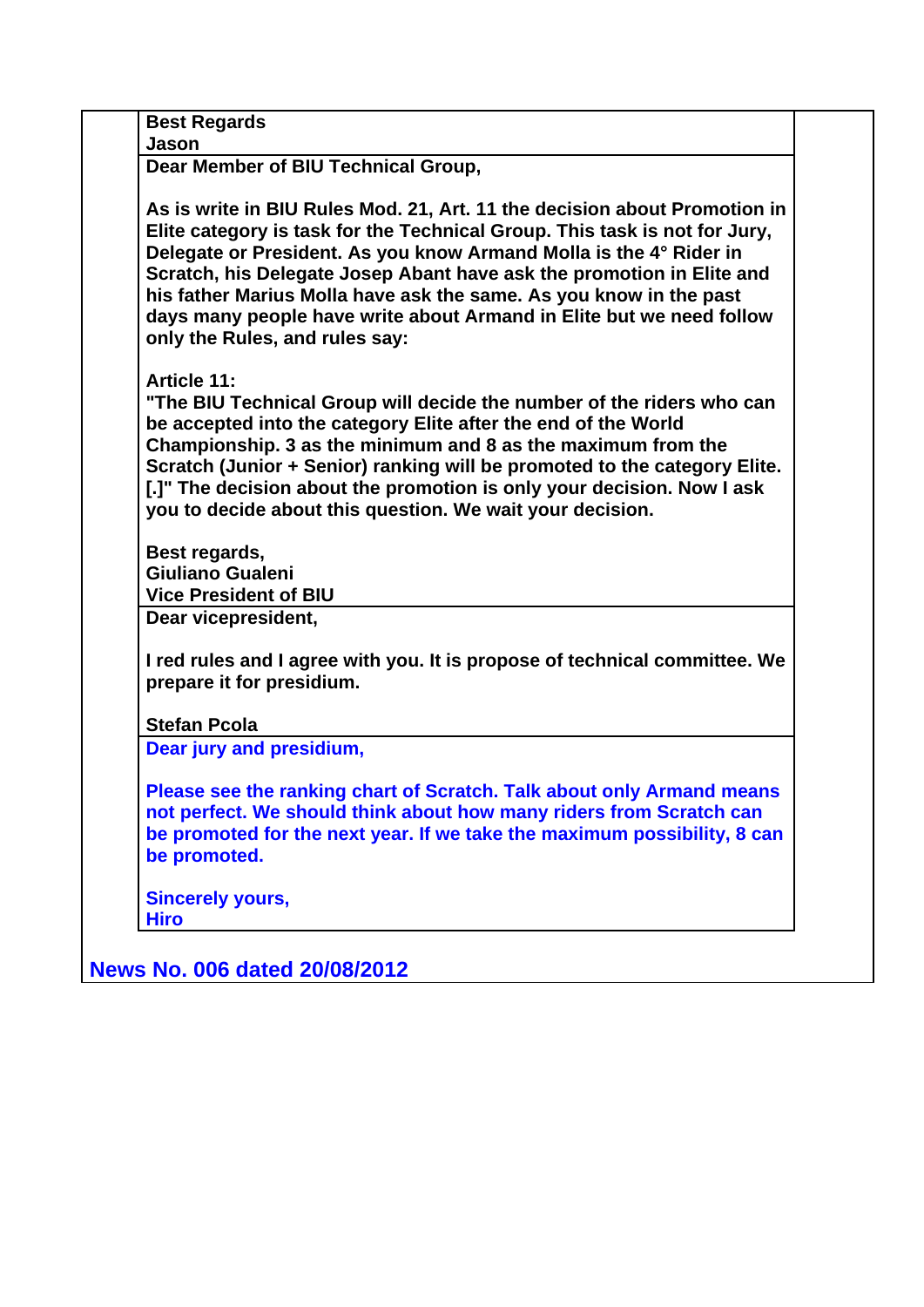**Best Regards**
**Jason**

**Dear Member of BIU Technical Group,**

**As is write in BIU Rules Mod. 21, Art. 11 the decision about Promotion in Elite category is task for the Technical Group. This task is not for Jury, Delegate or President. As you know Armand Molla is the 4° Rider in Scratch, his Delegate Josep Abant have ask the promotion in Elite and his father Marius Molla have ask the same. As you know in the past days many people have write about Armand in Elite but we need follow only the Rules, and rules say:**

**Article 11:**
**"The BIU Technical Group will decide the number of the riders who can be accepted into the category Elite after the end of the World Championship. 3 as the minimum and 8 as the maximum from the Scratch (Junior + Senior) ranking will be promoted to the category Elite. [.]" The decision about the promotion is only your decision. Now I ask you to decide about this question. We wait your decision.**

**Best regards,**
**Giuliano Gualeni**
**Vice President of BIU**

**Dear vicepresident,**

**I red rules and I agree with you. It is propose of technical committee. We prepare it for presidium.**

**Stefan Pcola**

**Dear jury and presidium,**

**Please see the ranking chart of Scratch. Talk about only Armand means not perfect. We should think about how many riders from Scratch can be promoted for the next year. If we take the maximum possibility, 8 can be promoted.**

**Sincerely yours,**
**Hiro**

**News No. 006 dated 20/08/2012**